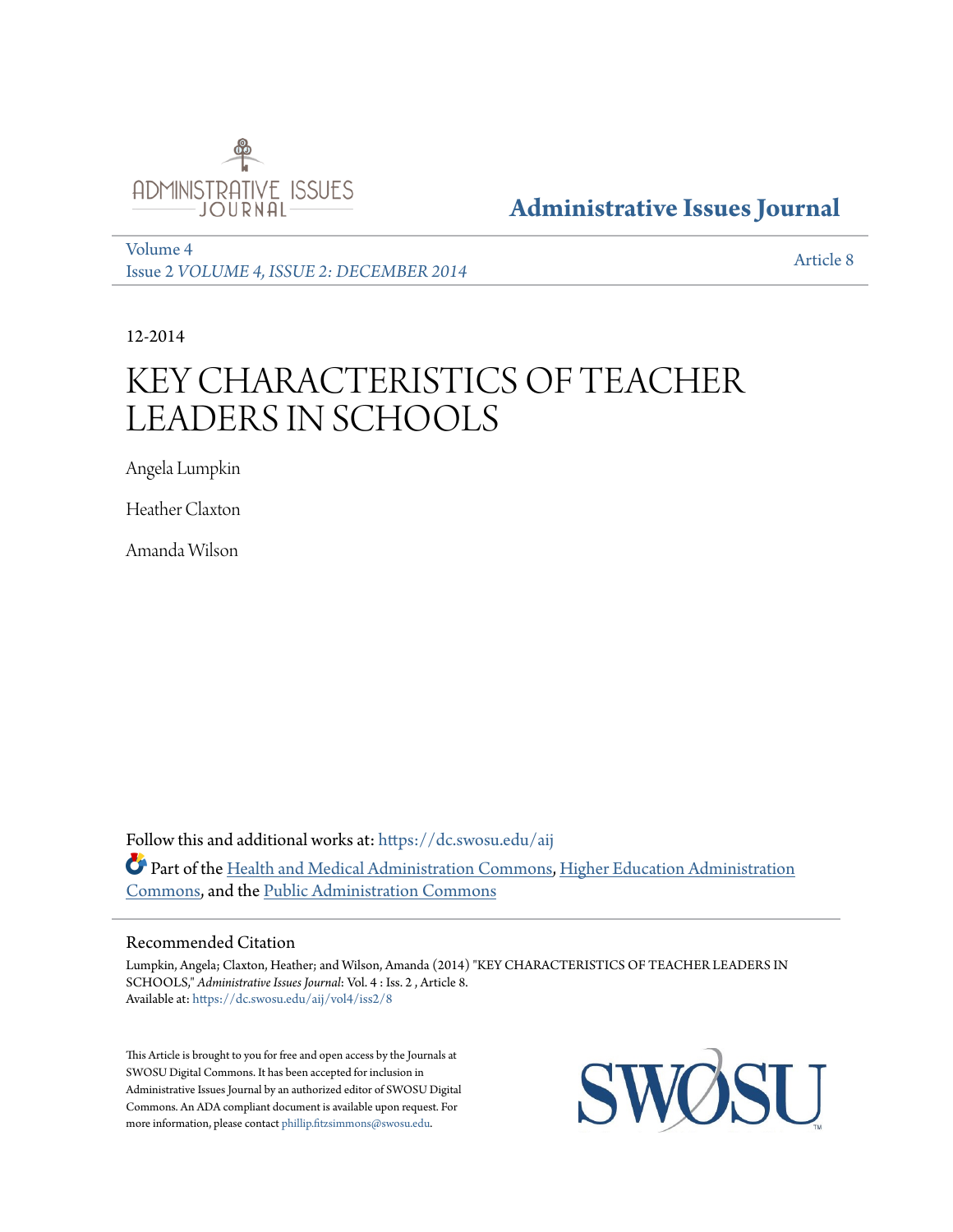Administrative Issues Journal

Volume 4
Issue 2 *VOLUME 4, ISSUE 2: DECEMBER 2014*

Article 8

12-2014

# KEY CHARACTERISTICS OF TEACHER LEADERS IN SCHOOLS

Angela Lumpkin

Heather Claxton

Amanda Wilson

Follow this and additional works at: https://dc.swosu.edu/aij

Part of the Health and Medical Administration Commons, Higher Education Administration Commons, and the Public Administration Commons

## Recommended Citation

Lumpkin, Angela; Claxton, Heather; and Wilson, Amanda (2014) "KEY CHARACTERISTICS OF TEACHER LEADERS IN SCHOOLS," *Administrative Issues Journal*: Vol. 4 : Iss. 2 , Article 8.
Available at: https://dc.swosu.edu/aij/vol4/iss2/8

This Article is brought to you for free and open access by the Journals at SWOSU Digital Commons. It has been accepted for inclusion in Administrative Issues Journal by an authorized editor of SWOSU Digital Commons. An ADA compliant document is available upon request. For more information, please contact phillip.fitzsimmons@swosu.edu.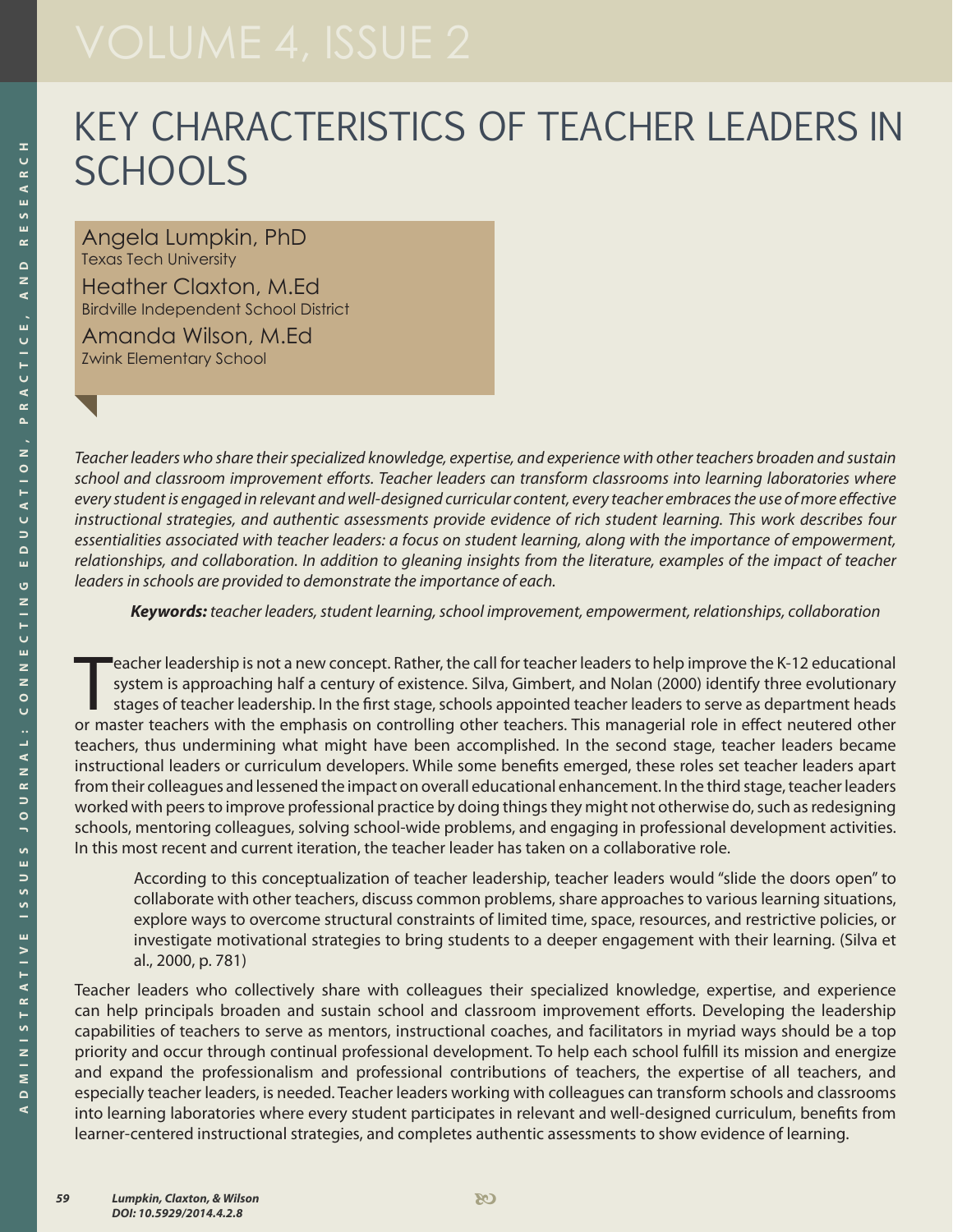# KEY CHARACTERISTICS OF TEACHER LEADERS IN SCHOOLS

Angela Lumpkin, PhD
Texas Tech University

Heather Claxton, M.Ed
Birdville Independent School District

Amanda Wilson, M.Ed
Zwink Elementary School

*Teacher leaders who share their specialized knowledge, expertise, and experience with other teachers broaden and sustain school and classroom improvement efforts. Teacher leaders can transform classrooms into learning laboratories where every student is engaged in relevant and well-designed curricular content, every teacher embraces the use of more effective instructional strategies, and authentic assessments provide evidence of rich student learning. This work describes four essentialities associated with teacher leaders: a focus on student learning, along with the importance of empowerment, relationships, and collaboration. In addition to gleaning insights from the literature, examples of the impact of teacher leaders in schools are provided to demonstrate the importance of each.*

***Keywords:*** *teacher leaders, student learning, school improvement, empowerment, relationships, collaboration*

Teacher leadership is not a new concept. Rather, the call for teacher leaders to help improve the K-12 educational system is approaching half a century of existence. Silva, Gimbert, and Nolan (2000) identify three evolutionary stages of teacher leadership. In the first stage, schools appointed teacher leaders to serve as department heads or master teachers with the emphasis on controlling other teachers. This managerial role in effect neutered other teachers, thus undermining what might have been accomplished. In the second stage, teacher leaders became instructional leaders or curriculum developers. While some benefits emerged, these roles set teacher leaders apart from their colleagues and lessened the impact on overall educational enhancement. In the third stage, teacher leaders worked with peers to improve professional practice by doing things they might not otherwise do, such as redesigning schools, mentoring colleagues, solving school-wide problems, and engaging in professional development activities. In this most recent and current iteration, the teacher leader has taken on a collaborative role.

> According to this conceptualization of teacher leadership, teacher leaders would "slide the doors open" to collaborate with other teachers, discuss common problems, share approaches to various learning situations, explore ways to overcome structural constraints of limited time, space, resources, and restrictive policies, or investigate motivational strategies to bring students to a deeper engagement with their learning. (Silva et al., 2000, p. 781)

Teacher leaders who collectively share with colleagues their specialized knowledge, expertise, and experience can help principals broaden and sustain school and classroom improvement efforts. Developing the leadership capabilities of teachers to serve as mentors, instructional coaches, and facilitators in myriad ways should be a top priority and occur through continual professional development. To help each school fulfill its mission and energize and expand the professionalism and professional contributions of teachers, the expertise of all teachers, and especially teacher leaders, is needed. Teacher leaders working with colleagues can transform schools and classrooms into learning laboratories where every student participates in relevant and well-designed curriculum, benefits from learner-centered instructional strategies, and completes authentic assessments to show evidence of learning.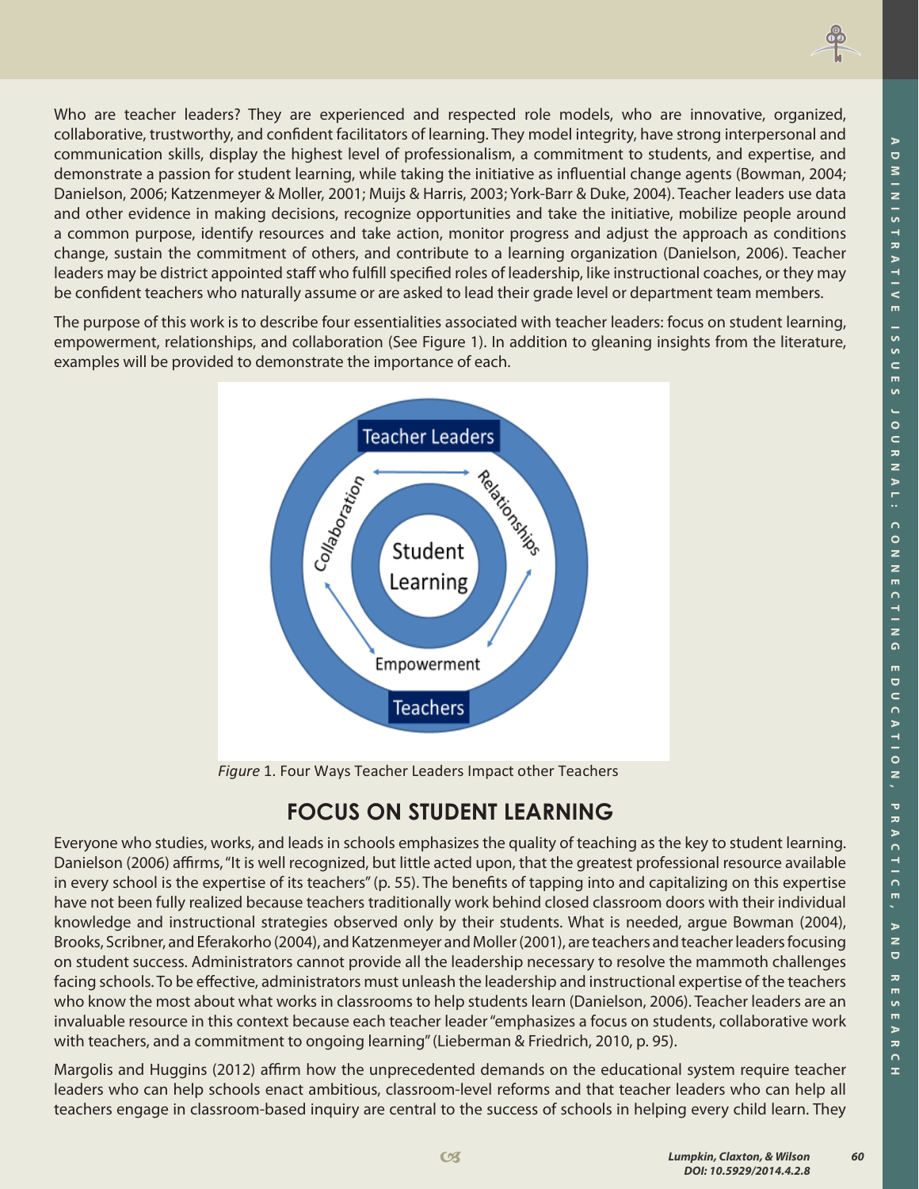Who are teacher leaders? They are experienced and respected role models, who are innovative, organized, collaborative, trustworthy, and confident facilitators of learning. They model integrity, have strong interpersonal and communication skills, display the highest level of professionalism, a commitment to students, and expertise, and demonstrate a passion for student learning, while taking the initiative as influential change agents (Bowman, 2004; Danielson, 2006; Katzenmeyer & Moller, 2001; Muijs & Harris, 2003; York-Barr & Duke, 2004). Teacher leaders use data and other evidence in making decisions, recognize opportunities and take the initiative, mobilize people around a common purpose, identify resources and take action, monitor progress and adjust the approach as conditions change, sustain the commitment of others, and contribute to a learning organization (Danielson, 2006). Teacher leaders may be district appointed staff who fulfill specified roles of leadership, like instructional coaches, or they may be confident teachers who naturally assume or are asked to lead their grade level or department team members.

The purpose of this work is to describe four essentialities associated with teacher leaders: focus on student learning, empowerment, relationships, and collaboration (See Figure 1). In addition to gleaning insights from the literature, examples will be provided to demonstrate the importance of each.

*Figure* 1. Four Ways Teacher Leaders Impact other Teachers

## FOCUS ON STUDENT LEARNING

Everyone who studies, works, and leads in schools emphasizes the quality of teaching as the key to student learning. Danielson (2006) affirms, "It is well recognized, but little acted upon, that the greatest professional resource available in every school is the expertise of its teachers" (p. 55). The benefits of tapping into and capitalizing on this expertise have not been fully realized because teachers traditionally work behind closed classroom doors with their individual knowledge and instructional strategies observed only by their students. What is needed, argue Bowman (2004), Brooks, Scribner, and Eferakorho (2004), and Katzenmeyer and Moller (2001), are teachers and teacher leaders focusing on student success. Administrators cannot provide all the leadership necessary to resolve the mammoth challenges facing schools. To be effective, administrators must unleash the leadership and instructional expertise of the teachers who know the most about what works in classrooms to help students learn (Danielson, 2006). Teacher leaders are an invaluable resource in this context because each teacher leader "emphasizes a focus on students, collaborative work with teachers, and a commitment to ongoing learning" (Lieberman & Friedrich, 2010, p. 95).

Margolis and Huggins (2012) affirm how the unprecedented demands on the educational system require teacher leaders who can help schools enact ambitious, classroom-level reforms and that teacher leaders who can help all teachers engage in classroom-based inquiry are central to the success of schools in helping every child learn. They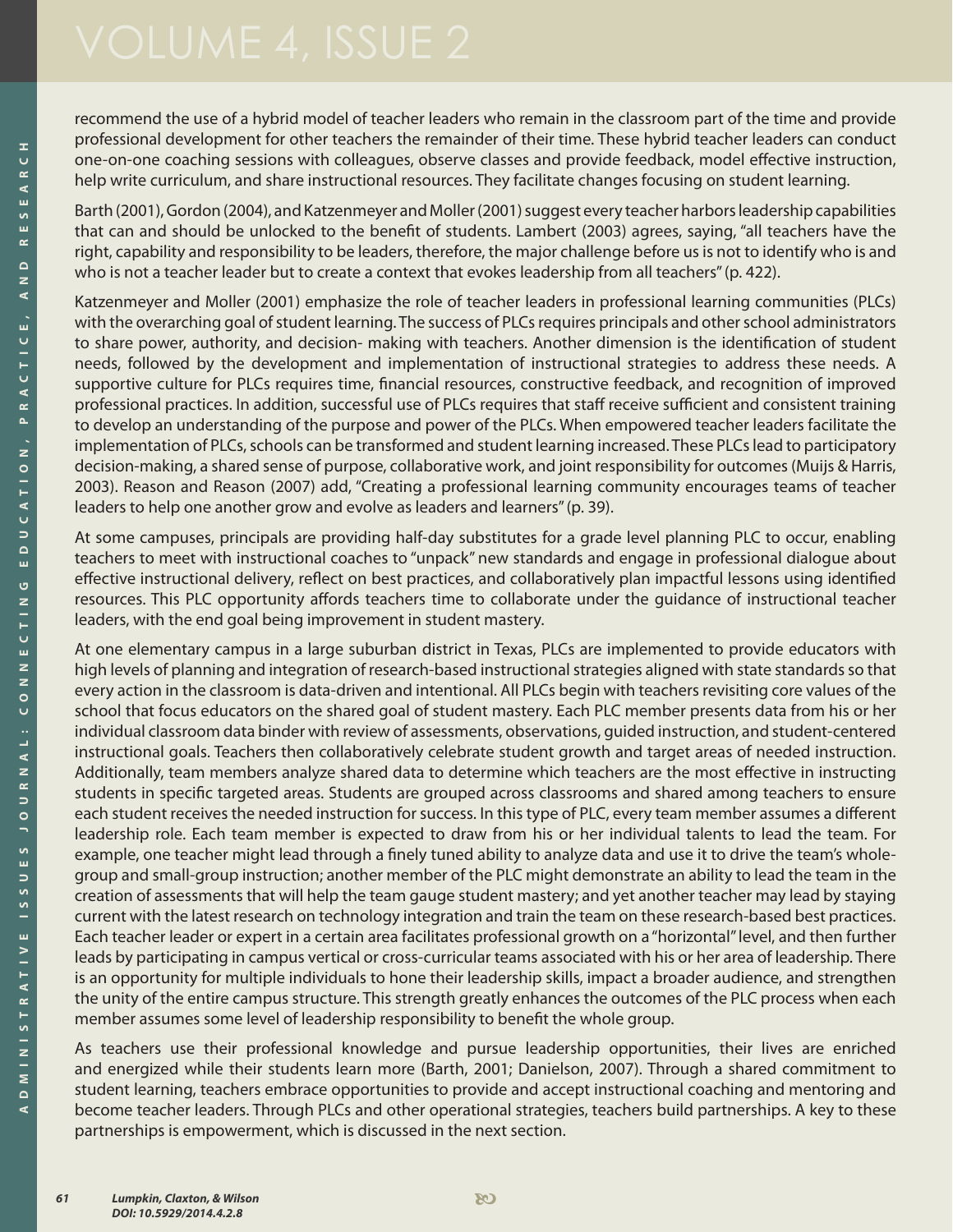recommend the use of a hybrid model of teacher leaders who remain in the classroom part of the time and provide professional development for other teachers the remainder of their time. These hybrid teacher leaders can conduct one-on-one coaching sessions with colleagues, observe classes and provide feedback, model effective instruction, help write curriculum, and share instructional resources. They facilitate changes focusing on student learning.

Barth (2001), Gordon (2004), and Katzenmeyer and Moller (2001) suggest every teacher harbors leadership capabilities that can and should be unlocked to the benefit of students. Lambert (2003) agrees, saying, "all teachers have the right, capability and responsibility to be leaders, therefore, the major challenge before us is not to identify who is and who is not a teacher leader but to create a context that evokes leadership from all teachers" (p. 422).

Katzenmeyer and Moller (2001) emphasize the role of teacher leaders in professional learning communities (PLCs) with the overarching goal of student learning. The success of PLCs requires principals and other school administrators to share power, authority, and decision- making with teachers. Another dimension is the identification of student needs, followed by the development and implementation of instructional strategies to address these needs. A supportive culture for PLCs requires time, financial resources, constructive feedback, and recognition of improved professional practices. In addition, successful use of PLCs requires that staff receive sufficient and consistent training to develop an understanding of the purpose and power of the PLCs. When empowered teacher leaders facilitate the implementation of PLCs, schools can be transformed and student learning increased. These PLCs lead to participatory decision-making, a shared sense of purpose, collaborative work, and joint responsibility for outcomes (Muijs & Harris, 2003). Reason and Reason (2007) add, "Creating a professional learning community encourages teams of teacher leaders to help one another grow and evolve as leaders and learners" (p. 39).

At some campuses, principals are providing half-day substitutes for a grade level planning PLC to occur, enabling teachers to meet with instructional coaches to "unpack" new standards and engage in professional dialogue about effective instructional delivery, reflect on best practices, and collaboratively plan impactful lessons using identified resources. This PLC opportunity affords teachers time to collaborate under the guidance of instructional teacher leaders, with the end goal being improvement in student mastery.

At one elementary campus in a large suburban district in Texas, PLCs are implemented to provide educators with high levels of planning and integration of research-based instructional strategies aligned with state standards so that every action in the classroom is data-driven and intentional. All PLCs begin with teachers revisiting core values of the school that focus educators on the shared goal of student mastery. Each PLC member presents data from his or her individual classroom data binder with review of assessments, observations, guided instruction, and student-centered instructional goals. Teachers then collaboratively celebrate student growth and target areas of needed instruction. Additionally, team members analyze shared data to determine which teachers are the most effective in instructing students in specific targeted areas. Students are grouped across classrooms and shared among teachers to ensure each student receives the needed instruction for success. In this type of PLC, every team member assumes a different leadership role. Each team member is expected to draw from his or her individual talents to lead the team. For example, one teacher might lead through a finely tuned ability to analyze data and use it to drive the team's whole-group and small-group instruction; another member of the PLC might demonstrate an ability to lead the team in the creation of assessments that will help the team gauge student mastery; and yet another teacher may lead by staying current with the latest research on technology integration and train the team on these research-based best practices. Each teacher leader or expert in a certain area facilitates professional growth on a "horizontal" level, and then further leads by participating in campus vertical or cross-curricular teams associated with his or her area of leadership. There is an opportunity for multiple individuals to hone their leadership skills, impact a broader audience, and strengthen the unity of the entire campus structure. This strength greatly enhances the outcomes of the PLC process when each member assumes some level of leadership responsibility to benefit the whole group.

As teachers use their professional knowledge and pursue leadership opportunities, their lives are enriched and energized while their students learn more (Barth, 2001; Danielson, 2007). Through a shared commitment to student learning, teachers embrace opportunities to provide and accept instructional coaching and mentoring and become teacher leaders. Through PLCs and other operational strategies, teachers build partnerships. A key to these partnerships is empowerment, which is discussed in the next section.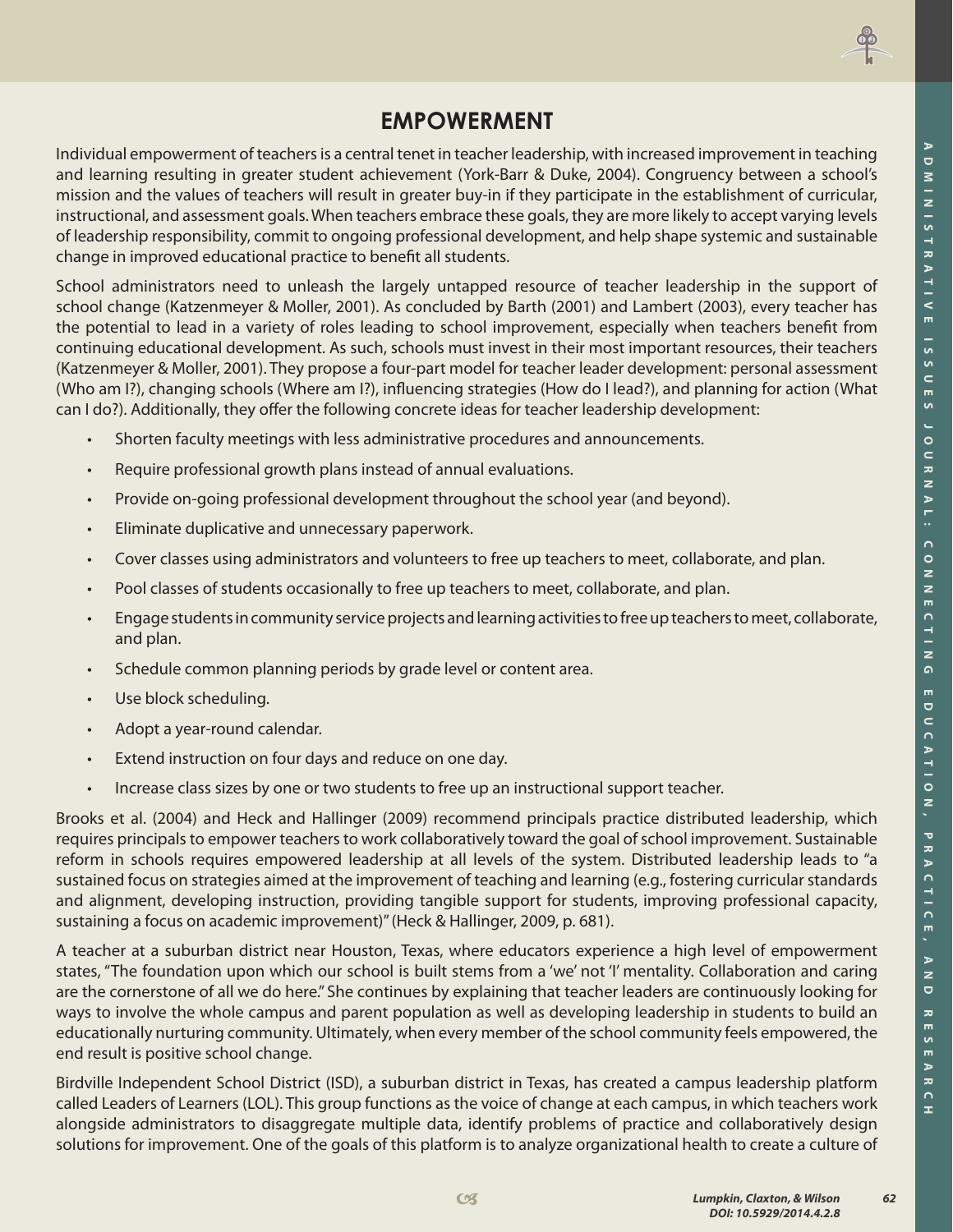## EMPOWERMENT

Individual empowerment of teachers is a central tenet in teacher leadership, with increased improvement in teaching and learning resulting in greater student achievement (York-Barr & Duke, 2004). Congruency between a school's mission and the values of teachers will result in greater buy-in if they participate in the establishment of curricular, instructional, and assessment goals. When teachers embrace these goals, they are more likely to accept varying levels of leadership responsibility, commit to ongoing professional development, and help shape systemic and sustainable change in improved educational practice to benefit all students.

School administrators need to unleash the largely untapped resource of teacher leadership in the support of school change (Katzenmeyer & Moller, 2001). As concluded by Barth (2001) and Lambert (2003), every teacher has the potential to lead in a variety of roles leading to school improvement, especially when teachers benefit from continuing educational development. As such, schools must invest in their most important resources, their teachers (Katzenmeyer & Moller, 2001). They propose a four-part model for teacher leader development: personal assessment (Who am I?), changing schools (Where am I?), influencing strategies (How do I lead?), and planning for action (What can I do?). Additionally, they offer the following concrete ideas for teacher leadership development:

- Shorten faculty meetings with less administrative procedures and announcements.
- Require professional growth plans instead of annual evaluations.
- Provide on-going professional development throughout the school year (and beyond).
- Eliminate duplicative and unnecessary paperwork.
- Cover classes using administrators and volunteers to free up teachers to meet, collaborate, and plan.
- Pool classes of students occasionally to free up teachers to meet, collaborate, and plan.
- Engage students in community service projects and learning activities to free up teachers to meet, collaborate, and plan.
- Schedule common planning periods by grade level or content area.
- Use block scheduling.
- Adopt a year-round calendar.
- Extend instruction on four days and reduce on one day.
- Increase class sizes by one or two students to free up an instructional support teacher.

Brooks et al. (2004) and Heck and Hallinger (2009) recommend principals practice distributed leadership, which requires principals to empower teachers to work collaboratively toward the goal of school improvement. Sustainable reform in schools requires empowered leadership at all levels of the system. Distributed leadership leads to "a sustained focus on strategies aimed at the improvement of teaching and learning (e.g., fostering curricular standards and alignment, developing instruction, providing tangible support for students, improving professional capacity, sustaining a focus on academic improvement)" (Heck & Hallinger, 2009, p. 681).

A teacher at a suburban district near Houston, Texas, where educators experience a high level of empowerment states, "The foundation upon which our school is built stems from a 'we' not 'I' mentality. Collaboration and caring are the cornerstone of all we do here." She continues by explaining that teacher leaders are continuously looking for ways to involve the whole campus and parent population as well as developing leadership in students to build an educationally nurturing community. Ultimately, when every member of the school community feels empowered, the end result is positive school change.

Birdville Independent School District (ISD), a suburban district in Texas, has created a campus leadership platform called Leaders of Learners (LOL). This group functions as the voice of change at each campus, in which teachers work alongside administrators to disaggregate multiple data, identify problems of practice and collaboratively design solutions for improvement. One of the goals of this platform is to analyze organizational health to create a culture of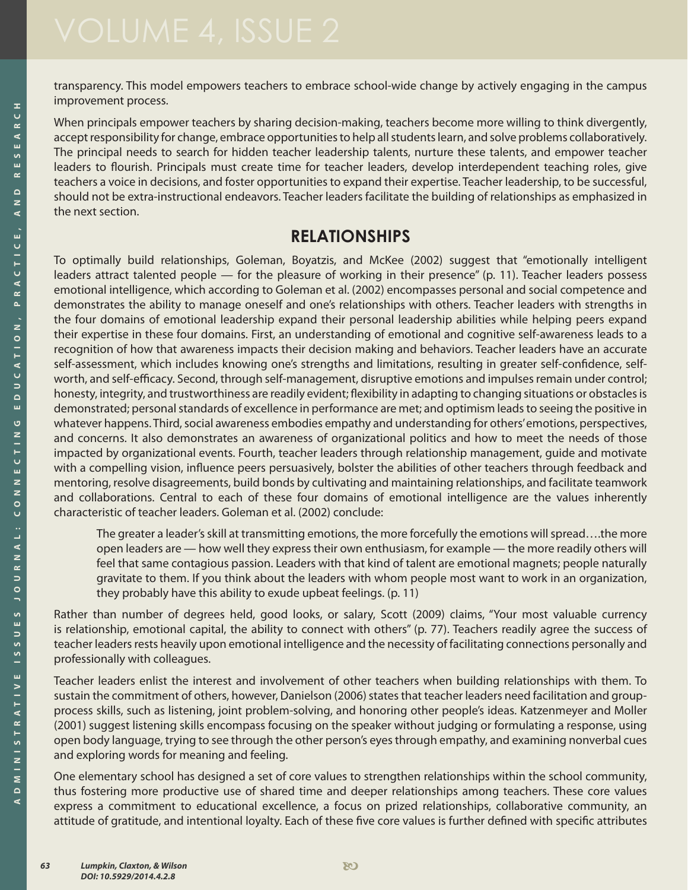transparency. This model empowers teachers to embrace school-wide change by actively engaging in the campus improvement process.

When principals empower teachers by sharing decision-making, teachers become more willing to think divergently, accept responsibility for change, embrace opportunities to help all students learn, and solve problems collaboratively. The principal needs to search for hidden teacher leadership talents, nurture these talents, and empower teacher leaders to flourish. Principals must create time for teacher leaders, develop interdependent teaching roles, give teachers a voice in decisions, and foster opportunities to expand their expertise. Teacher leadership, to be successful, should not be extra-instructional endeavors. Teacher leaders facilitate the building of relationships as emphasized in the next section.

## RELATIONSHIPS

To optimally build relationships, Goleman, Boyatzis, and McKee (2002) suggest that "emotionally intelligent leaders attract talented people — for the pleasure of working in their presence" (p. 11). Teacher leaders possess emotional intelligence, which according to Goleman et al. (2002) encompasses personal and social competence and demonstrates the ability to manage oneself and one's relationships with others. Teacher leaders with strengths in the four domains of emotional leadership expand their personal leadership abilities while helping peers expand their expertise in these four domains. First, an understanding of emotional and cognitive self-awareness leads to a recognition of how that awareness impacts their decision making and behaviors. Teacher leaders have an accurate self-assessment, which includes knowing one's strengths and limitations, resulting in greater self-confidence, self-worth, and self-efficacy. Second, through self-management, disruptive emotions and impulses remain under control; honesty, integrity, and trustworthiness are readily evident; flexibility in adapting to changing situations or obstacles is demonstrated; personal standards of excellence in performance are met; and optimism leads to seeing the positive in whatever happens. Third, social awareness embodies empathy and understanding for others' emotions, perspectives, and concerns. It also demonstrates an awareness of organizational politics and how to meet the needs of those impacted by organizational events. Fourth, teacher leaders through relationship management, guide and motivate with a compelling vision, influence peers persuasively, bolster the abilities of other teachers through feedback and mentoring, resolve disagreements, build bonds by cultivating and maintaining relationships, and facilitate teamwork and collaborations. Central to each of these four domains of emotional intelligence are the values inherently characteristic of teacher leaders. Goleman et al. (2002) conclude:

> The greater a leader's skill at transmitting emotions, the more forcefully the emotions will spread….the more open leaders are — how well they express their own enthusiasm, for example — the more readily others will feel that same contagious passion. Leaders with that kind of talent are emotional magnets; people naturally gravitate to them. If you think about the leaders with whom people most want to work in an organization, they probably have this ability to exude upbeat feelings. (p. 11)

Rather than number of degrees held, good looks, or salary, Scott (2009) claims, "Your most valuable currency is relationship, emotional capital, the ability to connect with others" (p. 77). Teachers readily agree the success of teacher leaders rests heavily upon emotional intelligence and the necessity of facilitating connections personally and professionally with colleagues.

Teacher leaders enlist the interest and involvement of other teachers when building relationships with them. To sustain the commitment of others, however, Danielson (2006) states that teacher leaders need facilitation and group-process skills, such as listening, joint problem-solving, and honoring other people's ideas. Katzenmeyer and Moller (2001) suggest listening skills encompass focusing on the speaker without judging or formulating a response, using open body language, trying to see through the other person's eyes through empathy, and examining nonverbal cues and exploring words for meaning and feeling.

One elementary school has designed a set of core values to strengthen relationships within the school community, thus fostering more productive use of shared time and deeper relationships among teachers. These core values express a commitment to educational excellence, a focus on prized relationships, collaborative community, an attitude of gratitude, and intentional loyalty. Each of these five core values is further defined with specific attributes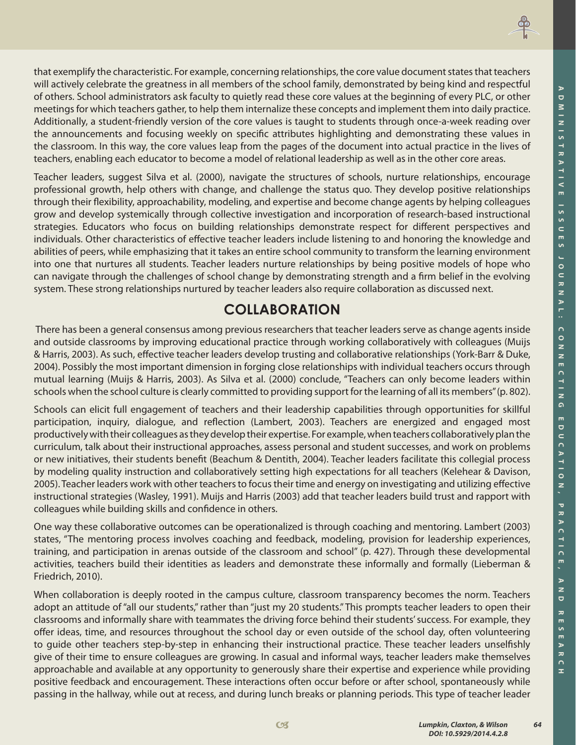that exemplify the characteristic. For example, concerning relationships, the core value document states that teachers will actively celebrate the greatness in all members of the school family, demonstrated by being kind and respectful of others. School administrators ask faculty to quietly read these core values at the beginning of every PLC, or other meetings for which teachers gather, to help them internalize these concepts and implement them into daily practice. Additionally, a student-friendly version of the core values is taught to students through once-a-week reading over the announcements and focusing weekly on specific attributes highlighting and demonstrating these values in the classroom. In this way, the core values leap from the pages of the document into actual practice in the lives of teachers, enabling each educator to become a model of relational leadership as well as in the other core areas.

Teacher leaders, suggest Silva et al. (2000), navigate the structures of schools, nurture relationships, encourage professional growth, help others with change, and challenge the status quo. They develop positive relationships through their flexibility, approachability, modeling, and expertise and become change agents by helping colleagues grow and develop systemically through collective investigation and incorporation of research-based instructional strategies. Educators who focus on building relationships demonstrate respect for different perspectives and individuals. Other characteristics of effective teacher leaders include listening to and honoring the knowledge and abilities of peers, while emphasizing that it takes an entire school community to transform the learning environment into one that nurtures all students. Teacher leaders nurture relationships by being positive models of hope who can navigate through the challenges of school change by demonstrating strength and a firm belief in the evolving system. These strong relationships nurtured by teacher leaders also require collaboration as discussed next.

## COLLABORATION

There has been a general consensus among previous researchers that teacher leaders serve as change agents inside and outside classrooms by improving educational practice through working collaboratively with colleagues (Muijs & Harris, 2003). As such, effective teacher leaders develop trusting and collaborative relationships (York-Barr & Duke, 2004). Possibly the most important dimension in forging close relationships with individual teachers occurs through mutual learning (Muijs & Harris, 2003). As Silva et al. (2000) conclude, "Teachers can only become leaders within schools when the school culture is clearly committed to providing support for the learning of all its members" (p. 802).

Schools can elicit full engagement of teachers and their leadership capabilities through opportunities for skillful participation, inquiry, dialogue, and reflection (Lambert, 2003). Teachers are energized and engaged most productively with their colleagues as they develop their expertise. For example, when teachers collaboratively plan the curriculum, talk about their instructional approaches, assess personal and student successes, and work on problems or new initiatives, their students benefit (Beachum & Dentith, 2004). Teacher leaders facilitate this collegial process by modeling quality instruction and collaboratively setting high expectations for all teachers (Kelehear & Davison, 2005). Teacher leaders work with other teachers to focus their time and energy on investigating and utilizing effective instructional strategies (Wasley, 1991). Muijs and Harris (2003) add that teacher leaders build trust and rapport with colleagues while building skills and confidence in others.

One way these collaborative outcomes can be operationalized is through coaching and mentoring. Lambert (2003) states, "The mentoring process involves coaching and feedback, modeling, provision for leadership experiences, training, and participation in arenas outside of the classroom and school" (p. 427). Through these developmental activities, teachers build their identities as leaders and demonstrate these informally and formally (Lieberman & Friedrich, 2010).

When collaboration is deeply rooted in the campus culture, classroom transparency becomes the norm. Teachers adopt an attitude of "all our students," rather than "just my 20 students." This prompts teacher leaders to open their classrooms and informally share with teammates the driving force behind their students' success. For example, they offer ideas, time, and resources throughout the school day or even outside of the school day, often volunteering to guide other teachers step-by-step in enhancing their instructional practice. These teacher leaders unselfishly give of their time to ensure colleagues are growing. In casual and informal ways, teacher leaders make themselves approachable and available at any opportunity to generously share their expertise and experience while providing positive feedback and encouragement. These interactions often occur before or after school, spontaneously while passing in the hallway, while out at recess, and during lunch breaks or planning periods. This type of teacher leader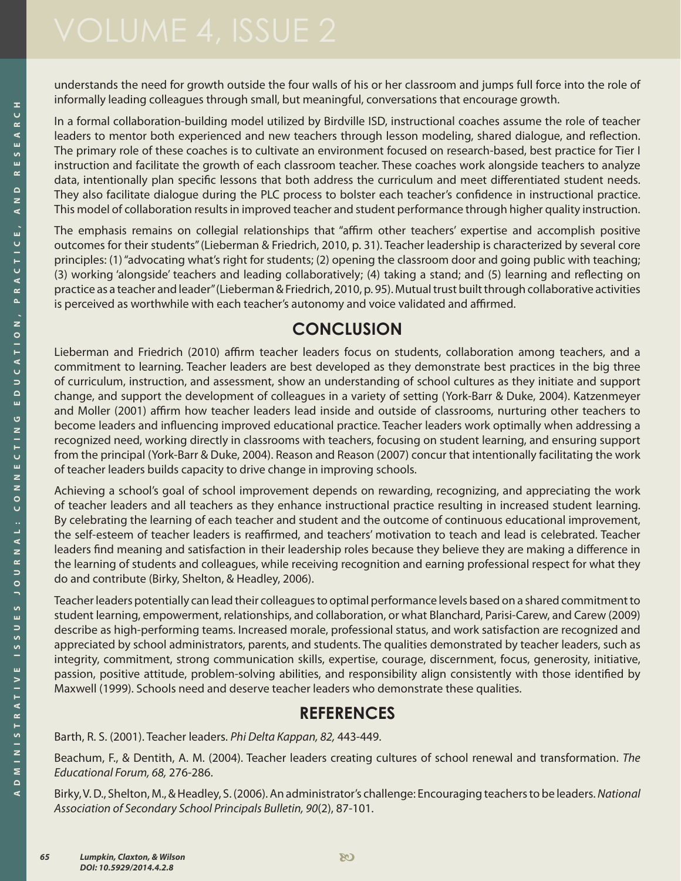understands the need for growth outside the four walls of his or her classroom and jumps full force into the role of informally leading colleagues through small, but meaningful, conversations that encourage growth.

In a formal collaboration-building model utilized by Birdville ISD, instructional coaches assume the role of teacher leaders to mentor both experienced and new teachers through lesson modeling, shared dialogue, and reflection. The primary role of these coaches is to cultivate an environment focused on research-based, best practice for Tier I instruction and facilitate the growth of each classroom teacher. These coaches work alongside teachers to analyze data, intentionally plan specific lessons that both address the curriculum and meet differentiated student needs. They also facilitate dialogue during the PLC process to bolster each teacher's confidence in instructional practice. This model of collaboration results in improved teacher and student performance through higher quality instruction.

The emphasis remains on collegial relationships that "affirm other teachers' expertise and accomplish positive outcomes for their students" (Lieberman & Friedrich, 2010, p. 31). Teacher leadership is characterized by several core principles: (1) "advocating what's right for students; (2) opening the classroom door and going public with teaching; (3) working 'alongside' teachers and leading collaboratively; (4) taking a stand; and (5) learning and reflecting on practice as a teacher and leader" (Lieberman & Friedrich, 2010, p. 95). Mutual trust built through collaborative activities is perceived as worthwhile with each teacher's autonomy and voice validated and affirmed.

## CONCLUSION

Lieberman and Friedrich (2010) affirm teacher leaders focus on students, collaboration among teachers, and a commitment to learning. Teacher leaders are best developed as they demonstrate best practices in the big three of curriculum, instruction, and assessment, show an understanding of school cultures as they initiate and support change, and support the development of colleagues in a variety of setting (York-Barr & Duke, 2004). Katzenmeyer and Moller (2001) affirm how teacher leaders lead inside and outside of classrooms, nurturing other teachers to become leaders and influencing improved educational practice. Teacher leaders work optimally when addressing a recognized need, working directly in classrooms with teachers, focusing on student learning, and ensuring support from the principal (York-Barr & Duke, 2004). Reason and Reason (2007) concur that intentionally facilitating the work of teacher leaders builds capacity to drive change in improving schools.

Achieving a school's goal of school improvement depends on rewarding, recognizing, and appreciating the work of teacher leaders and all teachers as they enhance instructional practice resulting in increased student learning. By celebrating the learning of each teacher and student and the outcome of continuous educational improvement, the self-esteem of teacher leaders is reaffirmed, and teachers' motivation to teach and lead is celebrated. Teacher leaders find meaning and satisfaction in their leadership roles because they believe they are making a difference in the learning of students and colleagues, while receiving recognition and earning professional respect for what they do and contribute (Birky, Shelton, & Headley, 2006).

Teacher leaders potentially can lead their colleagues to optimal performance levels based on a shared commitment to student learning, empowerment, relationships, and collaboration, or what Blanchard, Parisi-Carew, and Carew (2009) describe as high-performing teams. Increased morale, professional status, and work satisfaction are recognized and appreciated by school administrators, parents, and students. The qualities demonstrated by teacher leaders, such as integrity, commitment, strong communication skills, expertise, courage, discernment, focus, generosity, initiative, passion, positive attitude, problem-solving abilities, and responsibility align consistently with those identified by Maxwell (1999). Schools need and deserve teacher leaders who demonstrate these qualities.

## REFERENCES

Barth, R. S. (2001). Teacher leaders. *Phi Delta Kappan, 82,* 443-449.

Beachum, F., & Dentith, A. M. (2004). Teacher leaders creating cultures of school renewal and transformation. *The Educational Forum, 68,* 276-286.

Birky, V. D., Shelton, M., & Headley, S. (2006). An administrator's challenge: Encouraging teachers to be leaders. *National Association of Secondary School Principals Bulletin, 90*(2), 87-101.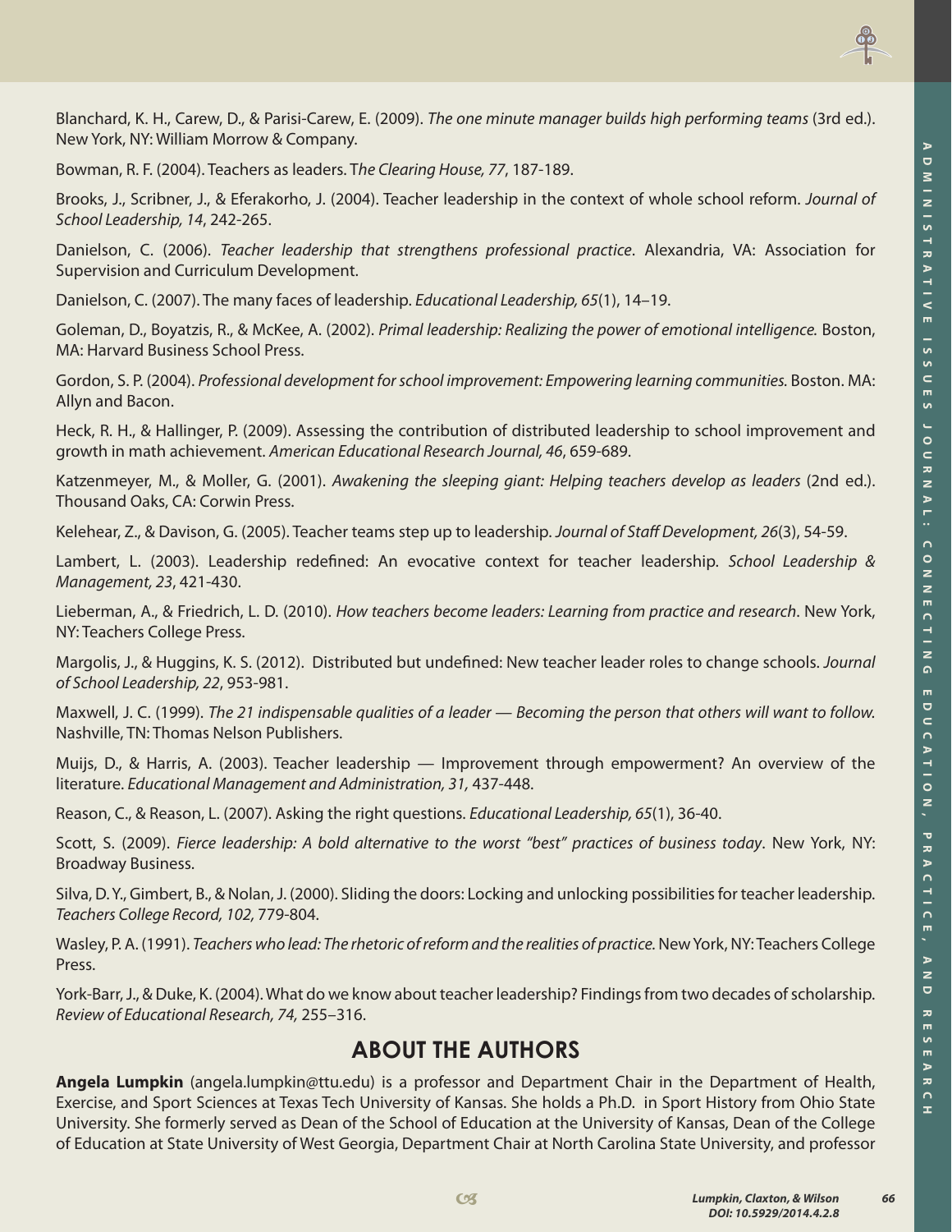Blanchard, K. H., Carew, D., & Parisi-Carew, E. (2009). *The one minute manager builds high performing teams* (3rd ed.). New York, NY: William Morrow & Company.

Bowman, R. F. (2004). Teachers as leaders. T*he Clearing House, 77*, 187-189.

Brooks, J., Scribner, J., & Eferakorho, J. (2004). Teacher leadership in the context of whole school reform. *Journal of School Leadership, 14*, 242-265.

Danielson, C. (2006). *Teacher leadership that strengthens professional practice*. Alexandria, VA: Association for Supervision and Curriculum Development.

Danielson, C. (2007). The many faces of leadership. *Educational Leadership, 65*(1), 14–19.

Goleman, D., Boyatzis, R., & McKee, A. (2002). *Primal leadership: Realizing the power of emotional intelligence.* Boston, MA: Harvard Business School Press.

Gordon, S. P. (2004). *Professional development for school improvement: Empowering learning communities.* Boston. MA: Allyn and Bacon.

Heck, R. H., & Hallinger, P. (2009). Assessing the contribution of distributed leadership to school improvement and growth in math achievement. *American Educational Research Journal, 46*, 659-689.

Katzenmeyer, M., & Moller, G. (2001). *Awakening the sleeping giant: Helping teachers develop as leaders* (2nd ed.). Thousand Oaks, CA: Corwin Press.

Kelehear, Z., & Davison, G. (2005). Teacher teams step up to leadership. *Journal of Staff Development, 26*(3), 54-59.

Lambert, L. (2003). Leadership redefined: An evocative context for teacher leadership. *School Leadership & Management, 23*, 421-430.

Lieberman, A., & Friedrich, L. D. (2010). *How teachers become leaders: Learning from practice and research*. New York, NY: Teachers College Press.

Margolis, J., & Huggins, K. S. (2012). Distributed but undefined: New teacher leader roles to change schools. *Journal of School Leadership, 22*, 953-981.

Maxwell, J. C. (1999). *The 21 indispensable qualities of a leader — Becoming the person that others will want to follow.* Nashville, TN: Thomas Nelson Publishers.

Muijs, D., & Harris, A. (2003). Teacher leadership — Improvement through empowerment? An overview of the literature. *Educational Management and Administration, 31,* 437-448.

Reason, C., & Reason, L. (2007). Asking the right questions. *Educational Leadership, 65*(1), 36-40.

Scott, S. (2009). *Fierce leadership: A bold alternative to the worst "best" practices of business today*. New York, NY: Broadway Business.

Silva, D. Y., Gimbert, B., & Nolan, J. (2000). Sliding the doors: Locking and unlocking possibilities for teacher leadership. *Teachers College Record, 102,* 779-804.

Wasley, P. A. (1991). *Teachers who lead: The rhetoric of reform and the realities of practice.* New York, NY: Teachers College Press.

York-Barr, J., & Duke, K. (2004). What do we know about teacher leadership? Findings from two decades of scholarship. *Review of Educational Research, 74,* 255–316.

## ABOUT THE AUTHORS

**Angela Lumpkin** (angela.lumpkin@ttu.edu) is a professor and Department Chair in the Department of Health, Exercise, and Sport Sciences at Texas Tech University of Kansas. She holds a Ph.D. in Sport History from Ohio State University. She formerly served as Dean of the School of Education at the University of Kansas, Dean of the College of Education at State University of West Georgia, Department Chair at North Carolina State University, and professor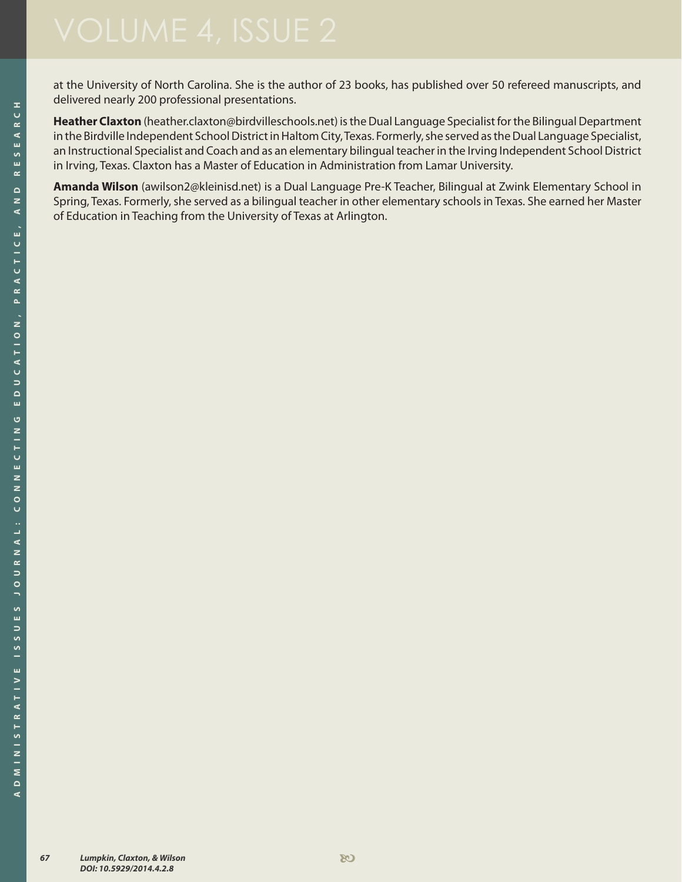at the University of North Carolina. She is the author of 23 books, has published over 50 refereed manuscripts, and delivered nearly 200 professional presentations.

**Heather Claxton** (heather.claxton@birdvilleschools.net) is the Dual Language Specialist for the Bilingual Department in the Birdville Independent School District in Haltom City, Texas. Formerly, she served as the Dual Language Specialist, an Instructional Specialist and Coach and as an elementary bilingual teacher in the Irving Independent School District in Irving, Texas. Claxton has a Master of Education in Administration from Lamar University.

**Amanda Wilson** (awilson2@kleinisd.net) is a Dual Language Pre-K Teacher, Bilingual at Zwink Elementary School in Spring, Texas. Formerly, she served as a bilingual teacher in other elementary schools in Texas. She earned her Master of Education in Teaching from the University of Texas at Arlington.